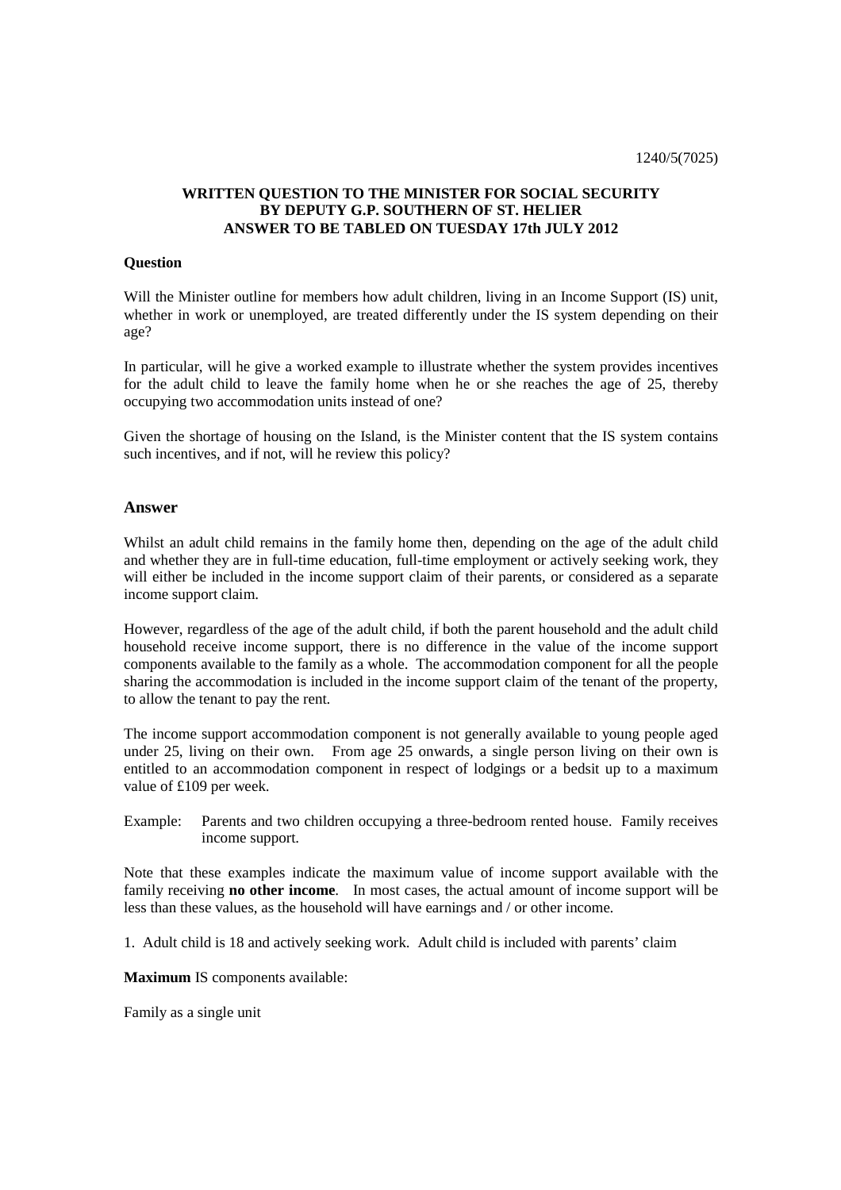1240/5(7025)

**WRITTEN QUESTION TO THE MINISTER FOR SOCIAL SECURITY BY DEPUTY G.P. SOUTHERN OF ST. HELIER ANSWER TO BE TABLED ON TUESDAY 17th JULY 2012**

**Question**

Will the Minister outline for members how adult children, living in an Income Support (IS) unit, whether in work or unemployed, are treated differently under the IS system depending on their age?

In particular, will he give a worked example to illustrate whether the system provides incentives for the adult child to leave the family home when he or she reaches the age of 25, thereby occupying two accommodation units instead of one?

Given the shortage of housing on the Island, is the Minister content that the IS system contains such incentives, and if not, will he review this policy?

## Answer

Whilst an adult child remains in the family home then, depending on the age of the adult child and whether they are in full-time education, full-time employment or actively seeking work, they will either be included in the income support claim of their parents, or considered as a separate income support claim.

However, regardless of the age of the adult child, if both the parent household and the adult child household receive income support, there is no difference in the value of the income support components available to the family as a whole. The accommodation component for all the people sharing the accommodation is included in the income support claim of the tenant of the property, to allow the tenant to pay the rent.

The income support accommodation component is not generally available to young people aged under 25, living on their own. From age 25 onwards, a single person living on their own is entitled to an accommodation component in respect of lodgings or a bedsit up to a maximum value of £109 per week.

Example: Parents and two children occupying a three-bedroom rented house. Family receives income support.

Note that these examples indicate the maximum value of income support available with the family receiving **no other income**. In most cases, the actual amount of income support will be less than these values, as the household will have earnings and / or other income.

1. Adult child is 18 and actively seeking work. Adult child is included with parents' claim

**Maximum** IS components available:

Family as a single unit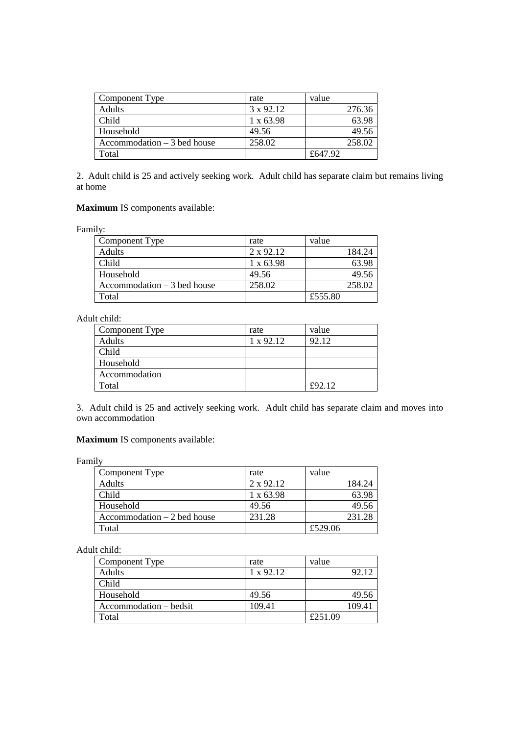| Component Type | rate | value |
|---|---|---|
| Adults | 3 x 92.12 | 276.36 |
| Child | 1 x 63.98 | 63.98 |
| Household | 49.56 | 49.56 |
| Accommodation – 3 bed house | 258.02 | 258.02 |
| Total | | £647.92 |

2. Adult child is 25 and actively seeking work. Adult child has separate claim but remains living at home

**Maximum** IS components available:

Family:

| Component Type | rate | value |
|---|---|---|
| Adults | 2 x 92.12 | 184.24 |
| Child | 1 x 63.98 | 63.98 |
| Household | 49.56 | 49.56 |
| Accommodation – 3 bed house | 258.02 | 258.02 |
| Total | | £555.80 |

Adult child:

| Component Type | rate | value |
|---|---|---|
| Adults | 1 x 92.12 | 92.12 |
| Child | | |
| Household | | |
| Accommodation | | |
| Total | | £92.12 |

3. Adult child is 25 and actively seeking work. Adult child has separate claim and moves into own accommodation

**Maximum** IS components available:

Family

| Component Type | rate | value |
|---|---|---|
| Adults | 2 x 92.12 | 184.24 |
| Child | 1 x 63.98 | 63.98 |
| Household | 49.56 | 49.56 |
| Accommodation – 2 bed house | 231.28 | 231.28 |
| Total | | £529.06 |

Adult child:

| Component Type | rate | value |
|---|---|---|
| Adults | 1 x 92.12 | 92.12 |
| Child | | |
| Household | 49.56 | 49.56 |
| Accommodation – bedsit | 109.41 | 109.41 |
| Total | | £251.09 |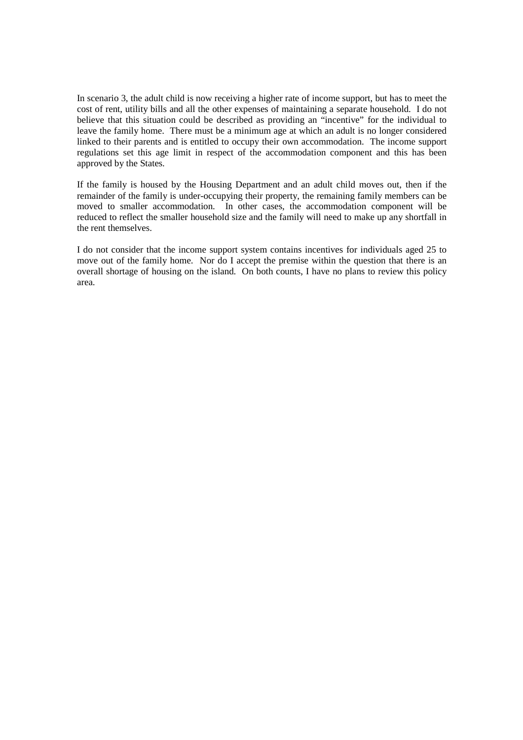In scenario 3, the adult child is now receiving a higher rate of income support, but has to meet the cost of rent, utility bills and all the other expenses of maintaining a separate household. I do not believe that this situation could be described as providing an "incentive" for the individual to leave the family home. There must be a minimum age at which an adult is no longer considered linked to their parents and is entitled to occupy their own accommodation. The income support regulations set this age limit in respect of the accommodation component and this has been approved by the States.

If the family is housed by the Housing Department and an adult child moves out, then if the remainder of the family is under-occupying their property, the remaining family members can be moved to smaller accommodation. In other cases, the accommodation component will be reduced to reflect the smaller household size and the family will need to make up any shortfall in the rent themselves.

I do not consider that the income support system contains incentives for individuals aged 25 to move out of the family home. Nor do I accept the premise within the question that there is an overall shortage of housing on the island. On both counts, I have no plans to review this policy area.